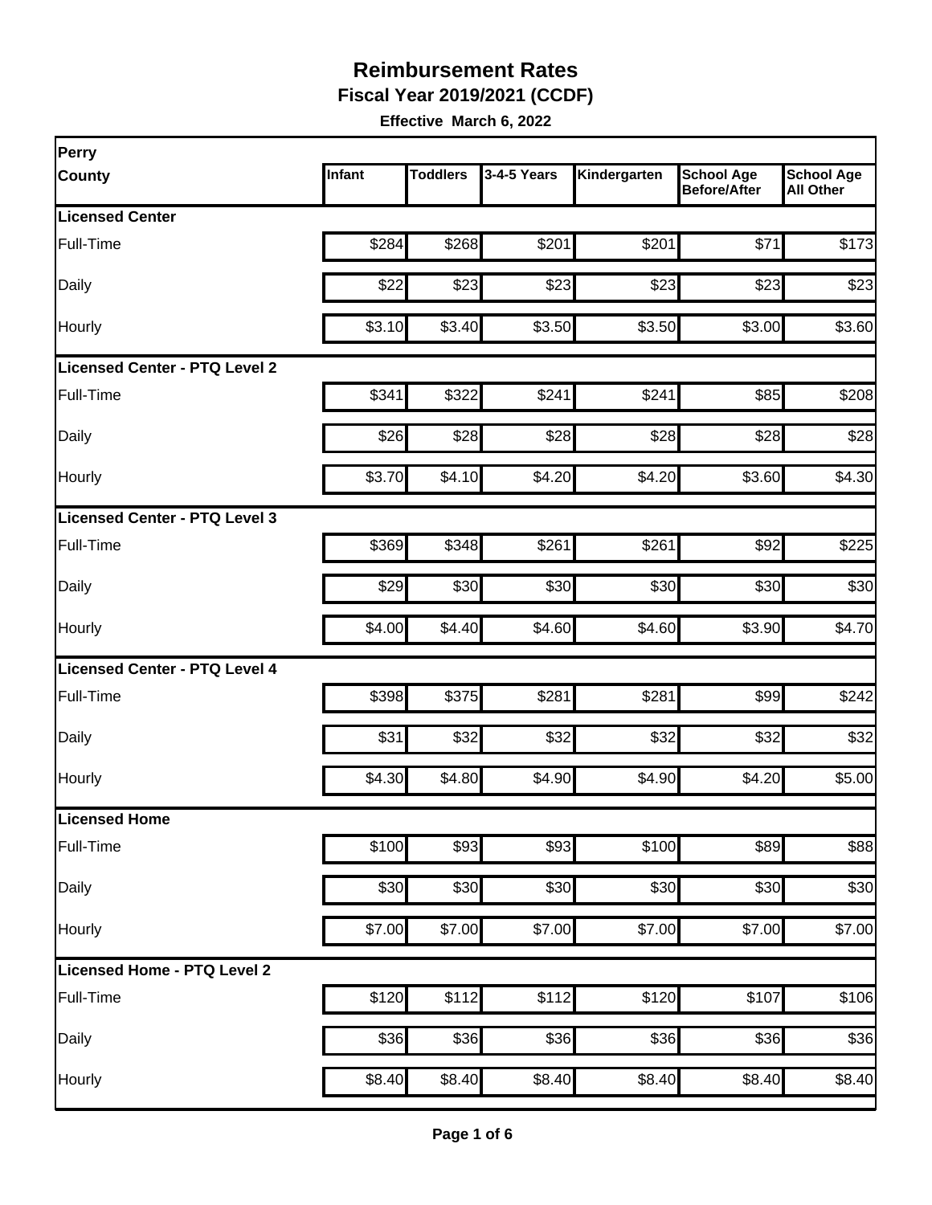# Reimbursement Rates

**Fiscal Year 2019/2021 (CCDF)**

**Effective March 6, 2022**

| Perry County | Infant | Toddlers | 3-4-5 Years | Kindergarten | School Age Before/After | School Age All Other |
|---|---|---|---|---|---|---|
| **Licensed Center** | | | | | | |
| Full-Time | $284 | $268 | $201 | $201 | $71 | $173 |
| Daily | $22 | $23 | $23 | $23 | $23 | $23 |
| Hourly | $3.10 | $3.40 | $3.50 | $3.50 | $3.00 | $3.60 |
| **Licensed Center - PTQ Level 2** | | | | | | |
| Full-Time | $341 | $322 | $241 | $241 | $85 | $208 |
| Daily | $26 | $28 | $28 | $28 | $28 | $28 |
| Hourly | $3.70 | $4.10 | $4.20 | $4.20 | $3.60 | $4.30 |
| **Licensed Center - PTQ Level 3** | | | | | | |
| Full-Time | $369 | $348 | $261 | $261 | $92 | $225 |
| Daily | $29 | $30 | $30 | $30 | $30 | $30 |
| Hourly | $4.00 | $4.40 | $4.60 | $4.60 | $3.90 | $4.70 |
| **Licensed Center - PTQ Level 4** | | | | | | |
| Full-Time | $398 | $375 | $281 | $281 | $99 | $242 |
| Daily | $31 | $32 | $32 | $32 | $32 | $32 |
| Hourly | $4.30 | $4.80 | $4.90 | $4.90 | $4.20 | $5.00 |
| **Licensed Home** | | | | | | |
| Full-Time | $100 | $93 | $93 | $100 | $89 | $88 |
| Daily | $30 | $30 | $30 | $30 | $30 | $30 |
| Hourly | $7.00 | $7.00 | $7.00 | $7.00 | $7.00 | $7.00 |
| **Licensed Home - PTQ Level 2** | | | | | | |
| Full-Time | $120 | $112 | $112 | $120 | $107 | $106 |
| Daily | $36 | $36 | $36 | $36 | $36 | $36 |
| Hourly | $8.40 | $8.40 | $8.40 | $8.40 | $8.40 | $8.40 |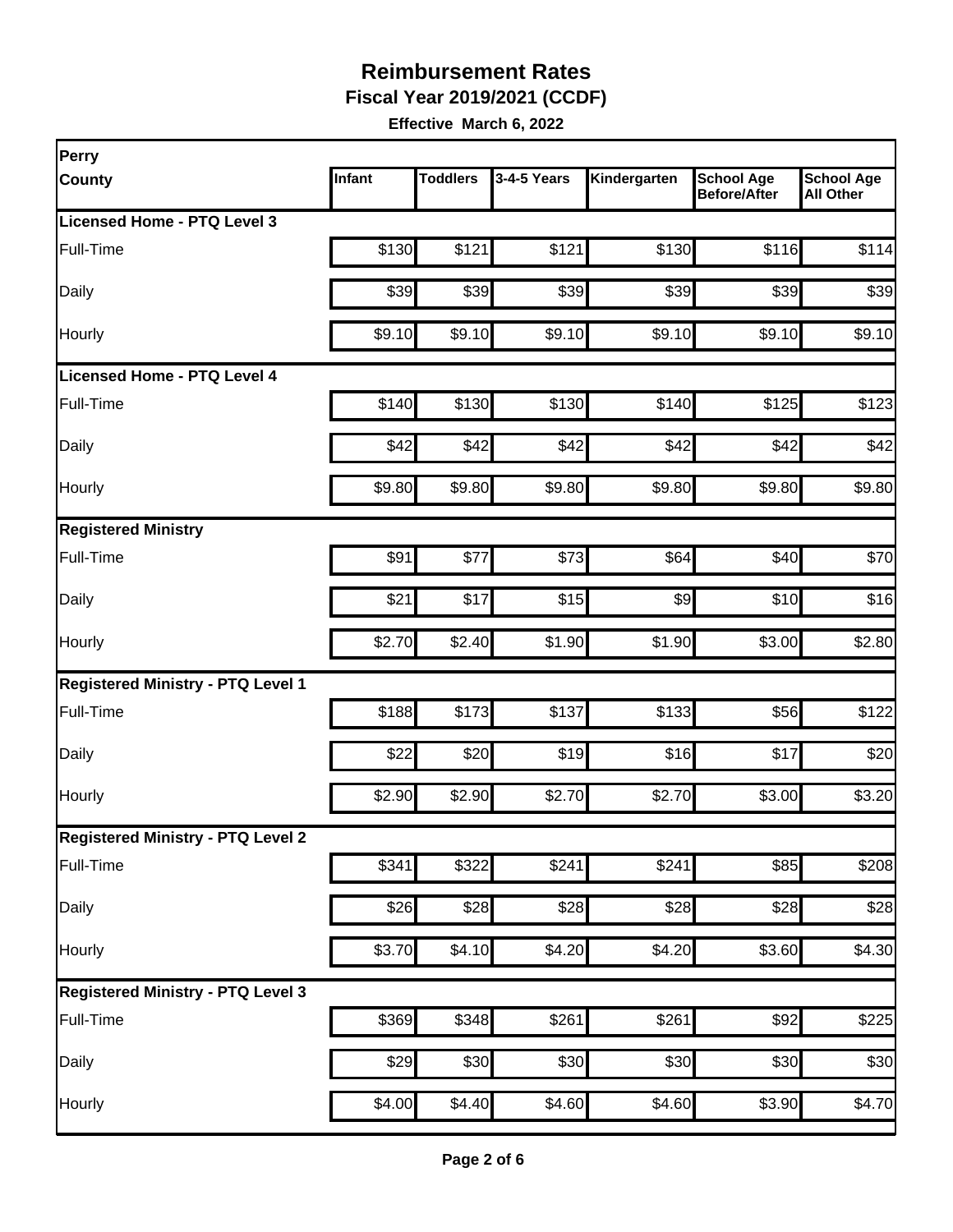# Reimbursement Rates

**Fiscal Year 2019/2021 (CCDF)**

**Effective March 6, 2022**

| Perry County | Infant | Toddlers | 3-4-5 Years | Kindergarten | School Age Before/After | School Age All Other |
|---|---|---|---|---|---|---|
| **Licensed Home - PTQ Level 3** | | | | | | |
| Full-Time | $130 | $121 | $121 | $130 | $116 | $114 |
| Daily | $39 | $39 | $39 | $39 | $39 | $39 |
| Hourly | $9.10 | $9.10 | $9.10 | $9.10 | $9.10 | $9.10 |
| **Licensed Home - PTQ Level 4** | | | | | | |
| Full-Time | $140 | $130 | $130 | $140 | $125 | $123 |
| Daily | $42 | $42 | $42 | $42 | $42 | $42 |
| Hourly | $9.80 | $9.80 | $9.80 | $9.80 | $9.80 | $9.80 |
| **Registered Ministry** | | | | | | |
| Full-Time | $91 | $77 | $73 | $64 | $40 | $70 |
| Daily | $21 | $17 | $15 | $9 | $10 | $16 |
| Hourly | $2.70 | $2.40 | $1.90 | $1.90 | $3.00 | $2.80 |
| **Registered Ministry - PTQ Level 1** | | | | | | |
| Full-Time | $188 | $173 | $137 | $133 | $56 | $122 |
| Daily | $22 | $20 | $19 | $16 | $17 | $20 |
| Hourly | $2.90 | $2.90 | $2.70 | $2.70 | $3.00 | $3.20 |
| **Registered Ministry - PTQ Level 2** | | | | | | |
| Full-Time | $341 | $322 | $241 | $241 | $85 | $208 |
| Daily | $26 | $28 | $28 | $28 | $28 | $28 |
| Hourly | $3.70 | $4.10 | $4.20 | $4.20 | $3.60 | $4.30 |
| **Registered Ministry - PTQ Level 3** | | | | | | |
| Full-Time | $369 | $348 | $261 | $261 | $92 | $225 |
| Daily | $29 | $30 | $30 | $30 | $30 | $30 |
| Hourly | $4.00 | $4.40 | $4.60 | $4.60 | $3.90 | $4.70 |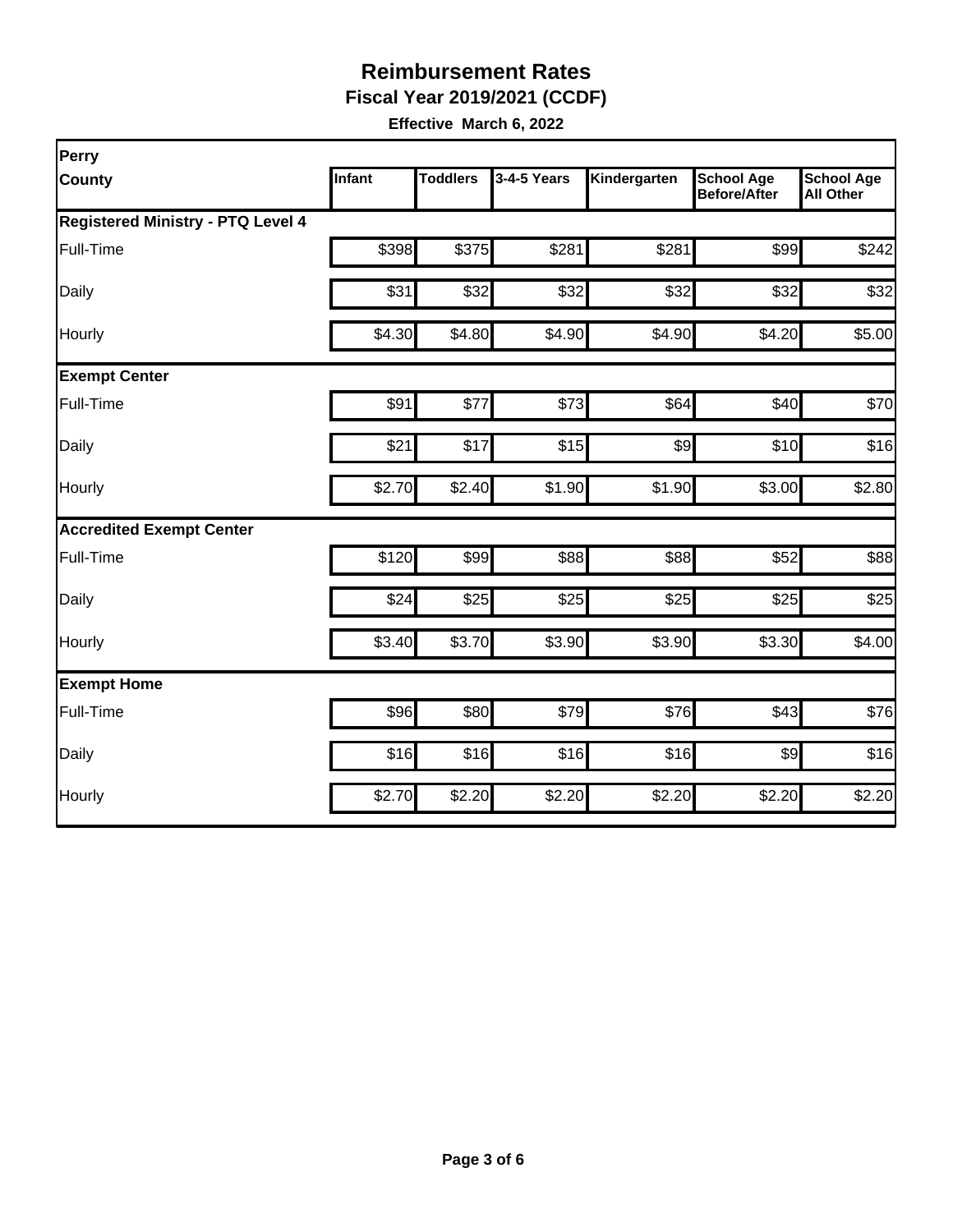# Reimbursement Rates

## Fiscal Year 2019/2021 (CCDF)

**Effective March 6, 2022**

| Perry County | Infant | Toddlers | 3-4-5 Years | Kindergarten | School Age Before/After | School Age All Other |
|---|---|---|---|---|---|---|
| **Registered Ministry - PTQ Level 4** | | | | | | |
| Full-Time | $398 | $375 | $281 | $281 | $99 | $242 |
| Daily | $31 | $32 | $32 | $32 | $32 | $32 |
| Hourly | $4.30 | $4.80 | $4.90 | $4.90 | $4.20 | $5.00 |
| **Exempt Center** | | | | | | |
| Full-Time | $91 | $77 | $73 | $64 | $40 | $70 |
| Daily | $21 | $17 | $15 | $9 | $10 | $16 |
| Hourly | $2.70 | $2.40 | $1.90 | $1.90 | $3.00 | $2.80 |
| **Accredited Exempt Center** | | | | | | |
| Full-Time | $120 | $99 | $88 | $88 | $52 | $88 |
| Daily | $24 | $25 | $25 | $25 | $25 | $25 |
| Hourly | $3.40 | $3.70 | $3.90 | $3.90 | $3.30 | $4.00 |
| **Exempt Home** | | | | | | |
| Full-Time | $96 | $80 | $79 | $76 | $43 | $76 |
| Daily | $16 | $16 | $16 | $16 | $9 | $16 |
| Hourly | $2.70 | $2.20 | $2.20 | $2.20 | $2.20 | $2.20 |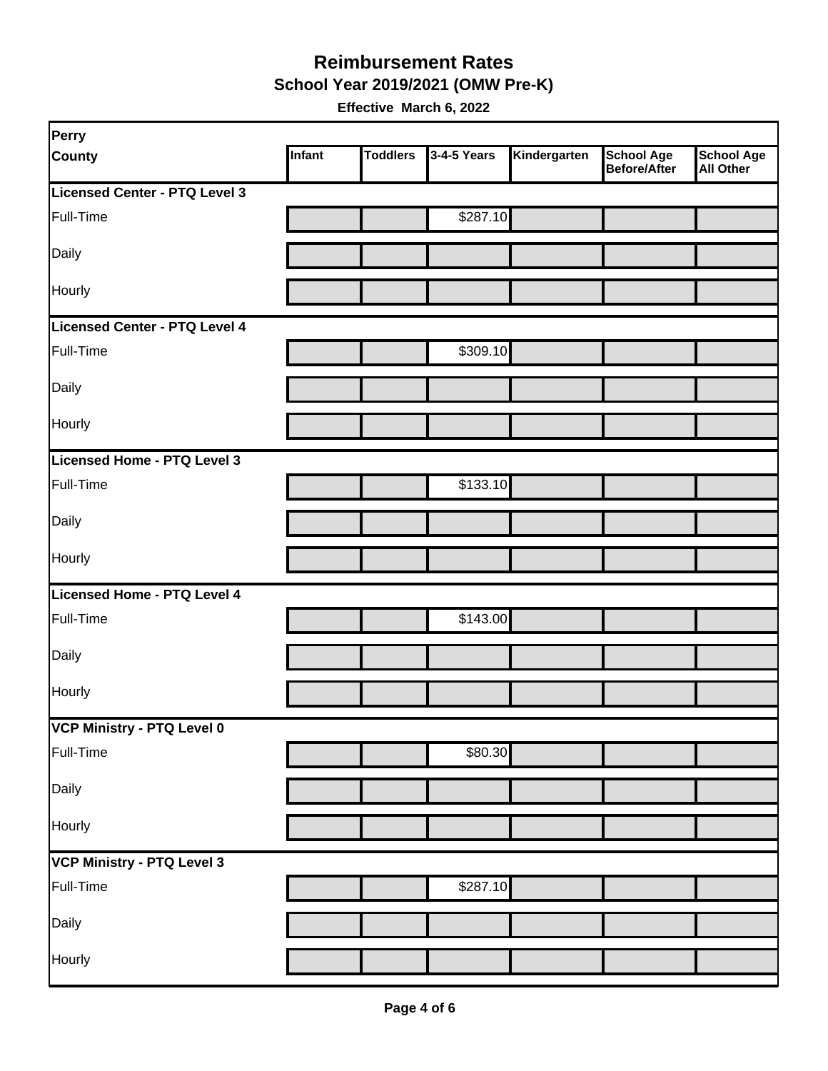# Reimbursement Rates

**School Year 2019/2021 (OMW Pre-K)**

**Effective March 6, 2022**

| Perry County | Infant | Toddlers | 3-4-5 Years | Kindergarten | School Age Before/After | School Age All Other |
|---|---|---|---|---|---|---|
| **Licensed Center - PTQ Level 3** | | | | | | |
| Full-Time | | | $287.10 | | | |
| Daily | | | | | | |
| Hourly | | | | | | |
| **Licensed Center - PTQ Level 4** | | | | | | |
| Full-Time | | | $309.10 | | | |
| Daily | | | | | | |
| Hourly | | | | | | |
| **Licensed Home - PTQ Level 3** | | | | | | |
| Full-Time | | | $133.10 | | | |
| Daily | | | | | | |
| Hourly | | | | | | |
| **Licensed Home - PTQ Level 4** | | | | | | |
| Full-Time | | | $143.00 | | | |
| Daily | | | | | | |
| Hourly | | | | | | |
| **VCP Ministry - PTQ Level 0** | | | | | | |
| Full-Time | | | $80.30 | | | |
| Daily | | | | | | |
| Hourly | | | | | | |
| **VCP Ministry - PTQ Level 3** | | | | | | |
| Full-Time | | | $287.10 | | | |
| Daily | | | | | | |
| Hourly | | | | | | |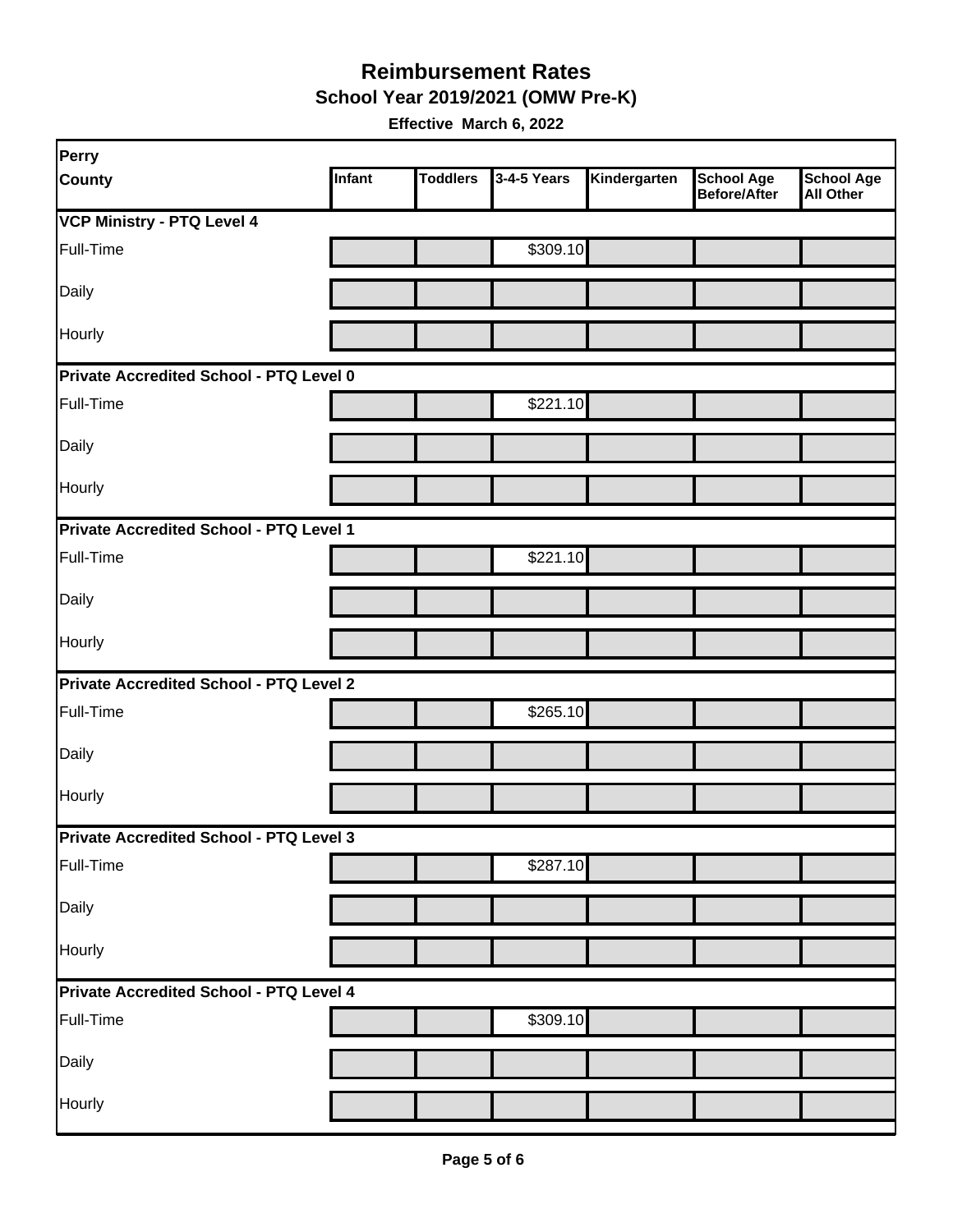# Reimbursement Rates

## School Year 2019/2021 (OMW Pre-K)

**Effective March 6, 2022**

| Perry County | Infant | Toddlers | 3-4-5 Years | Kindergarten | School Age Before/After | School Age All Other |
|---|---|---|---|---|---|---|
| **VCP Ministry - PTQ Level 4** | | | | | | |
| Full-Time | | | $309.10 | | | |
| Daily | | | | | | |
| Hourly | | | | | | |
| **Private Accredited School - PTQ Level 0** | | | | | | |
| Full-Time | | | $221.10 | | | |
| Daily | | | | | | |
| Hourly | | | | | | |
| **Private Accredited School - PTQ Level 1** | | | | | | |
| Full-Time | | | $221.10 | | | |
| Daily | | | | | | |
| Hourly | | | | | | |
| **Private Accredited School - PTQ Level 2** | | | | | | |
| Full-Time | | | $265.10 | | | |
| Daily | | | | | | |
| Hourly | | | | | | |
| **Private Accredited School - PTQ Level 3** | | | | | | |
| Full-Time | | | $287.10 | | | |
| Daily | | | | | | |
| Hourly | | | | | | |
| **Private Accredited School - PTQ Level 4** | | | | | | |
| Full-Time | | | $309.10 | | | |
| Daily | | | | | | |
| Hourly | | | | | | |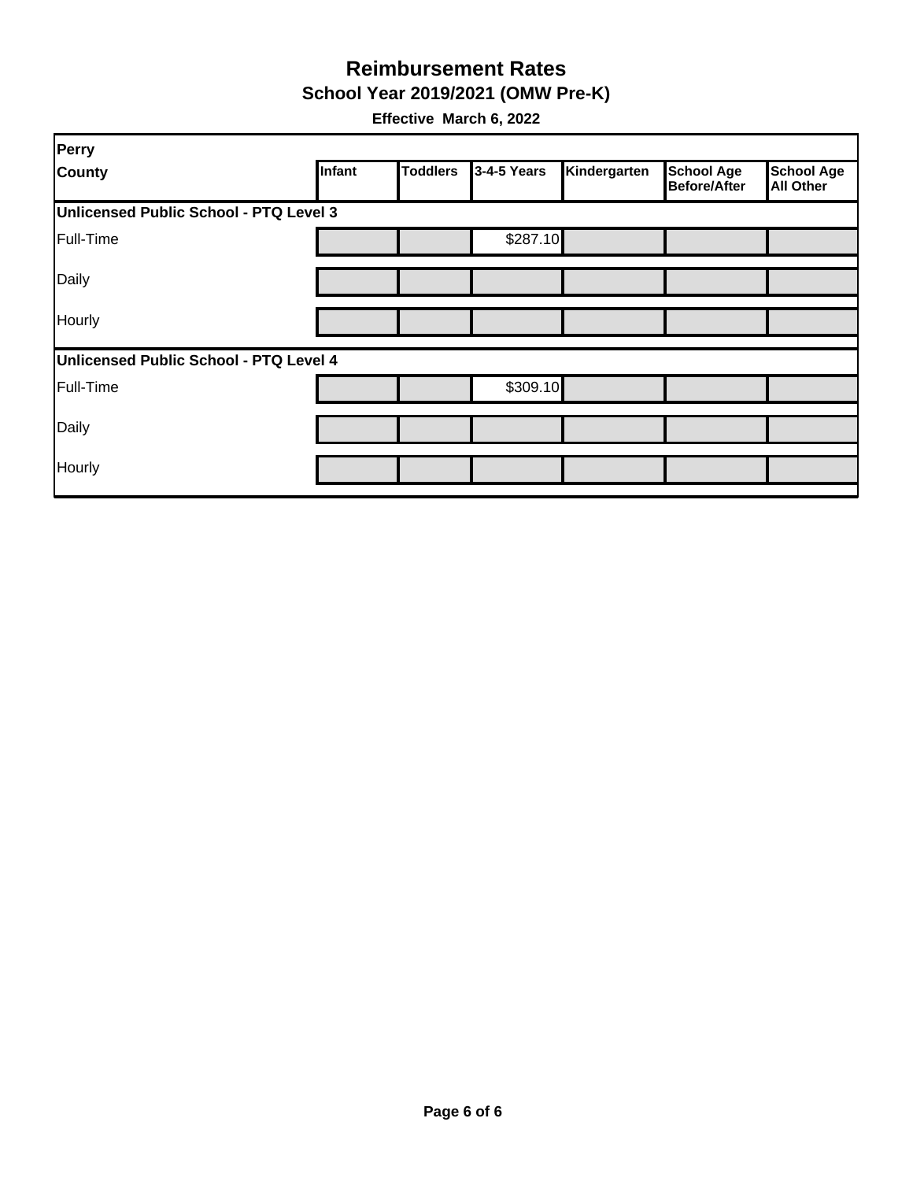# Reimbursement Rates

## School Year 2019/2021 (OMW Pre-K)

**Effective March 6, 2022**

| Perry County | Infant | Toddlers | 3-4-5 Years | Kindergarten | School Age Before/After | School Age All Other |
|---|---|---|---|---|---|---|
| **Unlicensed Public School - PTQ Level 3** | | | | | | |
| Full-Time | | | $287.10 | | | |
| Daily | | | | | | |
| Hourly | | | | | | |
| **Unlicensed Public School - PTQ Level 4** | | | | | | |
| Full-Time | | | $309.10 | | | |
| Daily | | | | | | |
| Hourly | | | | | | |